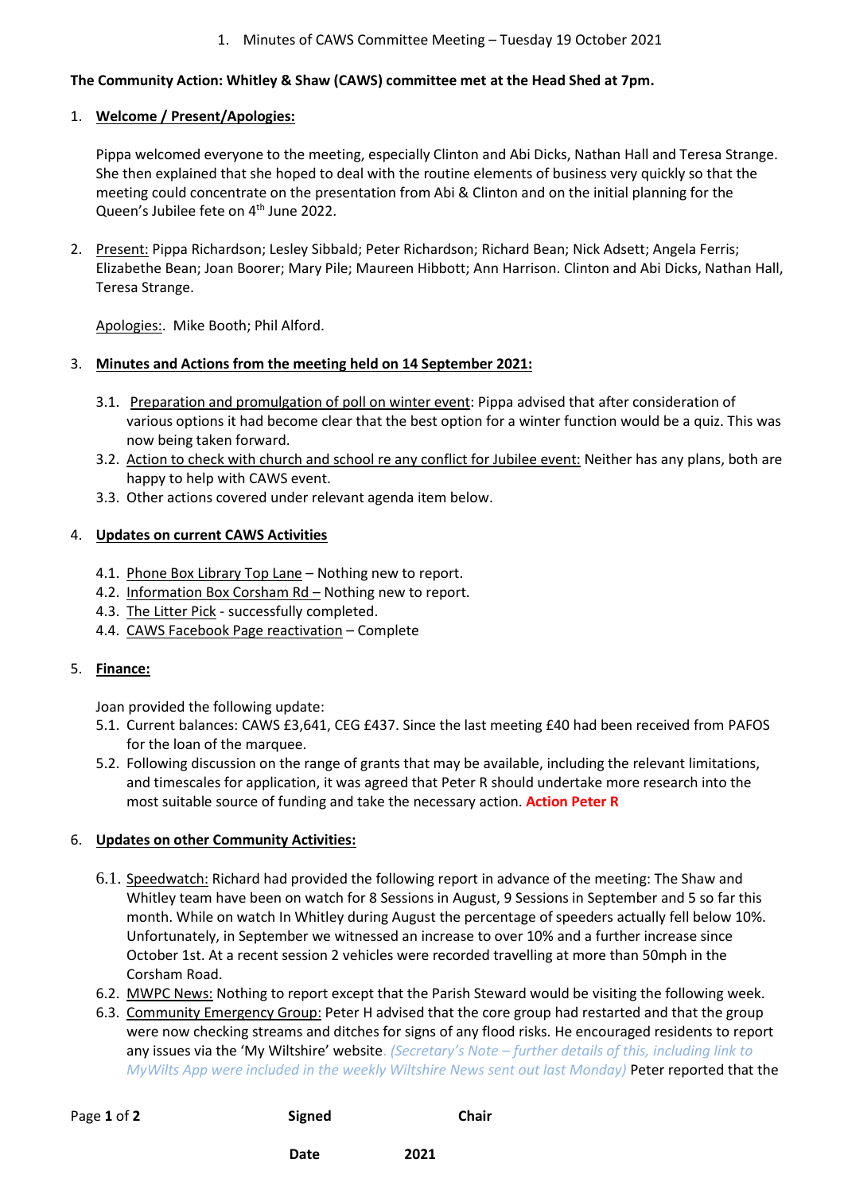1. Minutes of CAWS Committee Meeting – Tuesday 19 October 2021

**The Community Action: Whitley & Shaw (CAWS) committee met at the Head Shed at 7pm.**

1. **Welcome / Present/Apologies:**

   Pippa welcomed everyone to the meeting, especially Clinton and Abi Dicks, Nathan Hall and Teresa Strange. She then explained that she hoped to deal with the routine elements of business very quickly so that the meeting could concentrate on the presentation from Abi & Clinton and on the initial planning for the Queen's Jubilee fete on 4th June 2022.

2. Present: Pippa Richardson; Lesley Sibbald; Peter Richardson; Richard Bean; Nick Adsett; Angela Ferris; Elizabethe Bean; Joan Boorer; Mary Pile; Maureen Hibbott; Ann Harrison. Clinton and Abi Dicks, Nathan Hall, Teresa Strange.

   Apologies:. Mike Booth; Phil Alford.

3. **Minutes and Actions from the meeting held on 14 September 2021:**

   3.1. Preparation and promulgation of poll on winter event: Pippa advised that after consideration of various options it had become clear that the best option for a winter function would be a quiz. This was now being taken forward.

   3.2. Action to check with church and school re any conflict for Jubilee event: Neither has any plans, both are happy to help with CAWS event.

   3.3. Other actions covered under relevant agenda item below.

4. **Updates on current CAWS Activities**

   4.1. Phone Box Library Top Lane – Nothing new to report.

   4.2. Information Box Corsham Rd – Nothing new to report.

   4.3. The Litter Pick - successfully completed.

   4.4. CAWS Facebook Page reactivation – Complete

5. **Finance:**

   Joan provided the following update:

   5.1. Current balances: CAWS £3,641, CEG £437. Since the last meeting £40 had been received from PAFOS for the loan of the marquee.

   5.2. Following discussion on the range of grants that may be available, including the relevant limitations, and timescales for application, it was agreed that Peter R should undertake more research into the most suitable source of funding and take the necessary action. **Action Peter R**

6. **Updates on other Community Activities:**

   6.1. Speedwatch: Richard had provided the following report in advance of the meeting: The Shaw and Whitley team have been on watch for 8 Sessions in August, 9 Sessions in September and 5 so far this month. While on watch In Whitley during August the percentage of speeders actually fell below 10%. Unfortunately, in September we witnessed an increase to over 10% and a further increase since October 1st. At a recent session 2 vehicles were recorded travelling at more than 50mph in the Corsham Road.

   6.2. MWPC News: Nothing to report except that the Parish Steward would be visiting the following week.

   6.3. Community Emergency Group: Peter H advised that the core group had restarted and that the group were now checking streams and ditches for signs of any flood risks. He encouraged residents to report any issues via the 'My Wiltshire' website. *(Secretary's Note – further details of this, including link to MyWilts App were included in the weekly Wiltshire News sent out last Monday)* Peter reported that the

Signed Chair

Date 2021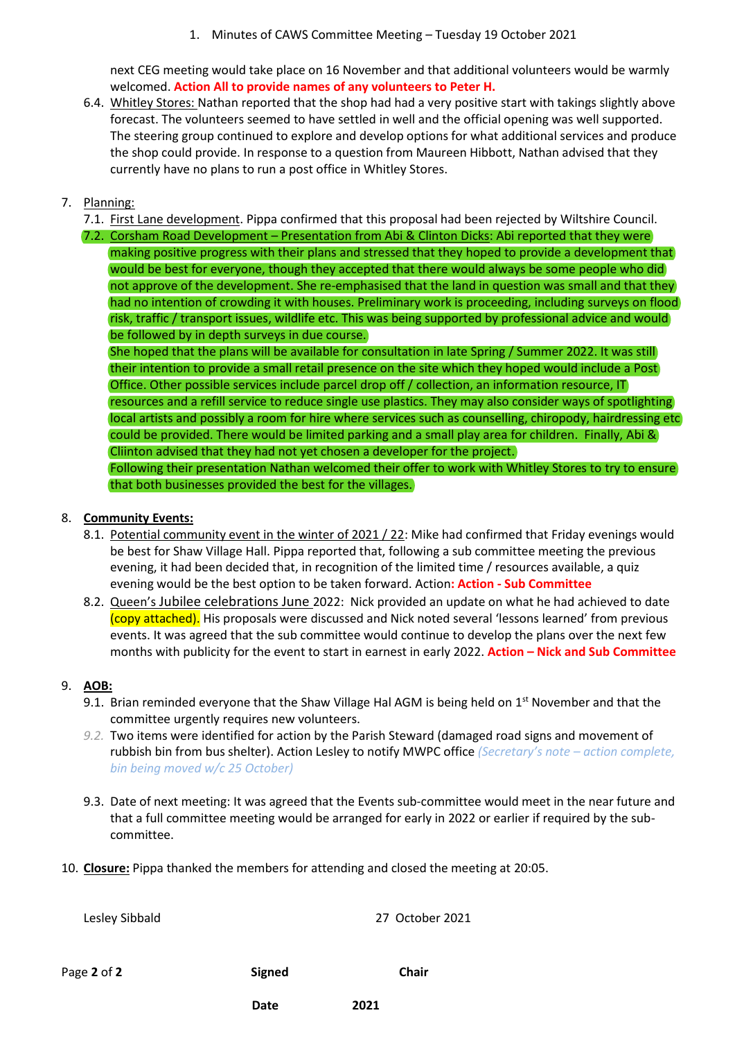next CEG meeting would take place on 16 November and that additional volunteers would be warmly welcomed. **Action All to provide names of any volunteers to Peter H.**

6.4. Whitley Stores: Nathan reported that the shop had had a very positive start with takings slightly above forecast. The volunteers seemed to have settled in well and the official opening was well supported. The steering group continued to explore and develop options for what additional services and produce the shop could provide. In response to a question from Maureen Hibbott, Nathan advised that they currently have no plans to run a post office in Whitley Stores.

7. Planning:

7.1. First Lane development. Pippa confirmed that this proposal had been rejected by Wiltshire Council.

7.2. Corsham Road Development – Presentation from Abi & Clinton Dicks: Abi reported that they were making positive progress with their plans and stressed that they hoped to provide a development that would be best for everyone, though they accepted that there would always be some people who did not approve of the development. She re-emphasised that the land in question was small and that they had no intention of crowding it with houses. Preliminary work is proceeding, including surveys on flood risk, traffic / transport issues, wildlife etc. This was being supported by professional advice and would be followed by in depth surveys in due course.

She hoped that the plans will be available for consultation in late Spring / Summer 2022. It was still their intention to provide a small retail presence on the site which they hoped would include a Post Office. Other possible services include parcel drop off / collection, an information resource, IT resources and a refill service to reduce single use plastics. They may also consider ways of spotlighting local artists and possibly a room for hire where services such as counselling, chiropody, hairdressing etc could be provided. There would be limited parking and a small play area for children. Finally, Abi & Cliinton advised that they had not yet chosen a developer for the project.

Following their presentation Nathan welcomed their offer to work with Whitley Stores to try to ensure that both businesses provided the best for the villages.

8. **Community Events:**

8.1. Potential community event in the winter of 2021 / 22: Mike had confirmed that Friday evenings would be best for Shaw Village Hall. Pippa reported that, following a sub committee meeting the previous evening, it had been decided that, in recognition of the limited time / resources available, a quiz evening would be the best option to be taken forward. Action**: Action - Sub Committee**

8.2. Queen's Jubilee celebrations June 2022: Nick provided an update on what he had achieved to date (copy attached). His proposals were discussed and Nick noted several 'lessons learned' from previous events. It was agreed that the sub committee would continue to develop the plans over the next few months with publicity for the event to start in earnest in early 2022. **Action – Nick and Sub Committee**

9. **AOB:**

9.1. Brian reminded everyone that the Shaw Village Hal AGM is being held on 1st November and that the committee urgently requires new volunteers.

9.2. Two items were identified for action by the Parish Steward (damaged road signs and movement of rubbish bin from bus shelter). Action Lesley to notify MWPC office *(Secretary's note – action complete, bin being moved w/c 25 October)*

9.3. Date of next meeting: It was agreed that the Events sub-committee would meet in the near future and that a full committee meeting would be arranged for early in 2022 or earlier if required by the sub-committee.

10. **Closure:** Pippa thanked the members for attending and closed the meeting at 20:05.

Lesley Sibbald 27 October 2021

**Signed** **Chair**

**Date** **2021**